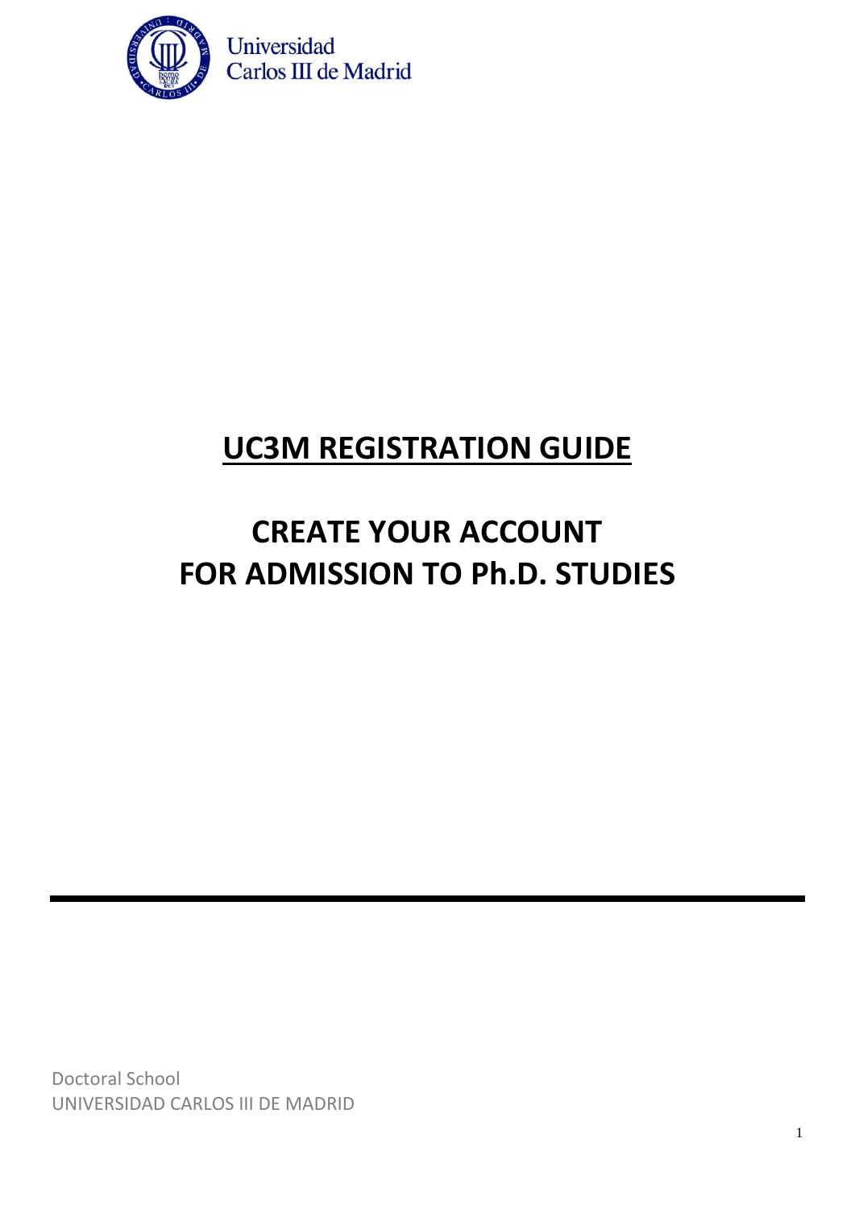Universidad Carlos III de Madrid

# UC3M REGISTRATION GUIDE

# CREATE YOUR ACCOUNT FOR ADMISSION TO Ph.D. STUDIES

---

Doctoral School
UNIVERSIDAD CARLOS III DE MADRID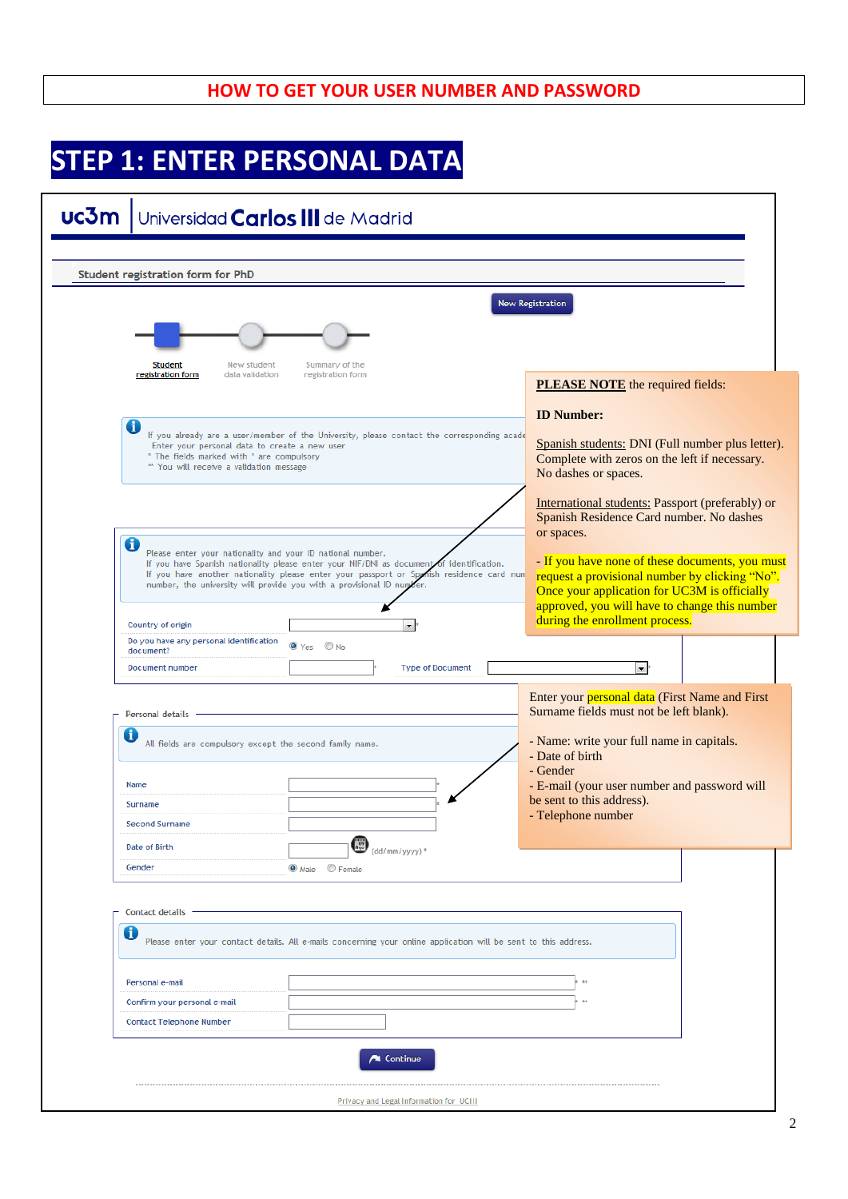# HOW TO GET YOUR USER NUMBER AND PASSWORD

## STEP 1: ENTER PERSONAL DATA

uc3m | Universidad Carlos III de Madrid

Student registration form for PhD

New Registration

Student registration form — New student data validation — Summary of the registration form

If you already are a user/member of the University, please contact the corresponding acade...
Enter your personal data to create a new user
* The fields marked with * are compulsory
** You will receive a validation message

Please enter your nationality and your ID national number.
If you have Spanish nationality please enter your NIF/DNI as document of identification.
If you have another nationality please enter your passport or Spanish residence card num... number, the university will provide you with a provisional ID number.

Country of origin *

Do you have any personal identification document? Yes / No

Document number * Type of Document *

Personal details

All fields are compulsory except the second family name.

Name *
Surname *
Second Surname
Date of Birth (dd/mm/yyyy) *
Gender: Male / Female

Contact details

Please enter your contact details. All e-mails concerning your online application will be sent to this address.

Personal e-mail * **
Confirm your personal e-mail * **
Contact Telephone Number

Continue

Privacy and Legal Information for UCIII

**PLEASE NOTE** the required fields:

**ID Number:**

Spanish students: DNI (Full number plus letter). Complete with zeros on the left if necessary. No dashes or spaces.

International students: Passport (preferably) or Spanish Residence Card number. No dashes or spaces.

- If you have none of these documents, you must request a provisional number by clicking "No". Once your application for UC3M is officially approved, you will have to change this number during the enrollment process.

Enter your personal data (First Name and First Surname fields must not be left blank).

- Name: write your full name in capitals.
- Date of birth
- Gender
- E-mail (your user number and password will be sent to this address).
- Telephone number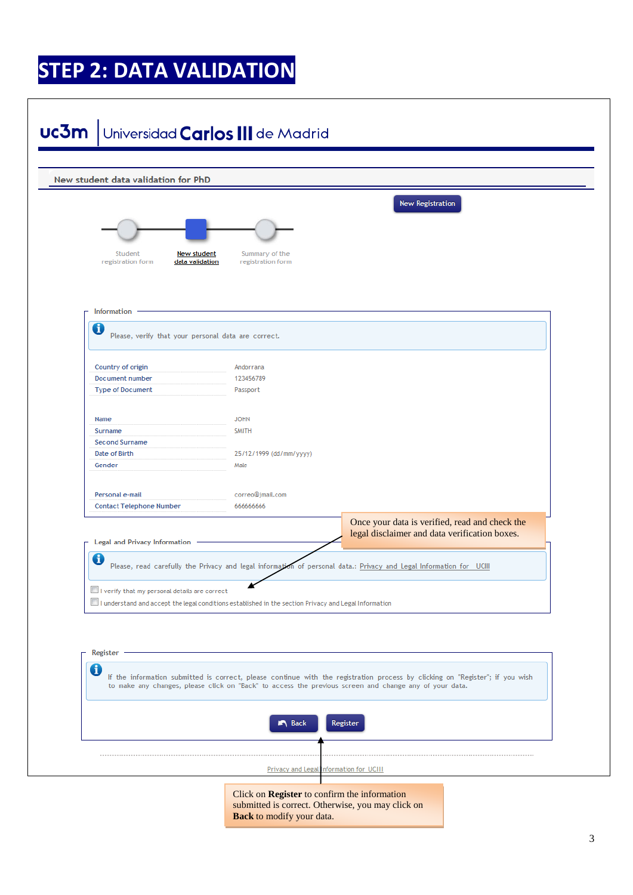# STEP 2: DATA VALIDATION

uc3m | Universidad Carlos III de Madrid

New student data validation for PhD

New Registration

Student registration form — New student data validation — Summary of the registration form

**Information**

Please, verify that your personal data are correct.

| | |
|---|---|
| Country of origin | Andorrana |
| Document number | 123456789 |
| Type of Document | Passport |
| Name | JOHN |
| Surname | SMITH |
| Second Surname | |
| Date of Birth | 25/12/1999 (dd/mm/yyyy) |
| Gender | Male |
| Personal e-mail | correo@jmail.com |
| Contact Telephone Number | 666666666 |

**Legal and Privacy Information**

Please, read carefully the Privacy and legal information of personal data.: Privacy and Legal Information for UCIII

- [ ] I verify that my personal details are correct
- [ ] I understand and accept the legal conditions established in the section Privacy and Legal Information

Once your data is verified, read and check the legal disclaimer and data verification boxes.

**Register**

If the information submitted is correct, please continue with the registration process by clicking on "Register"; if you wish to make any changes, please click on "Back" to access the previous screen and change any of your data.

Back | Register

Privacy and Legal Information for UCIII

Click on **Register** to confirm the information submitted is correct. Otherwise, you may click on **Back** to modify your data.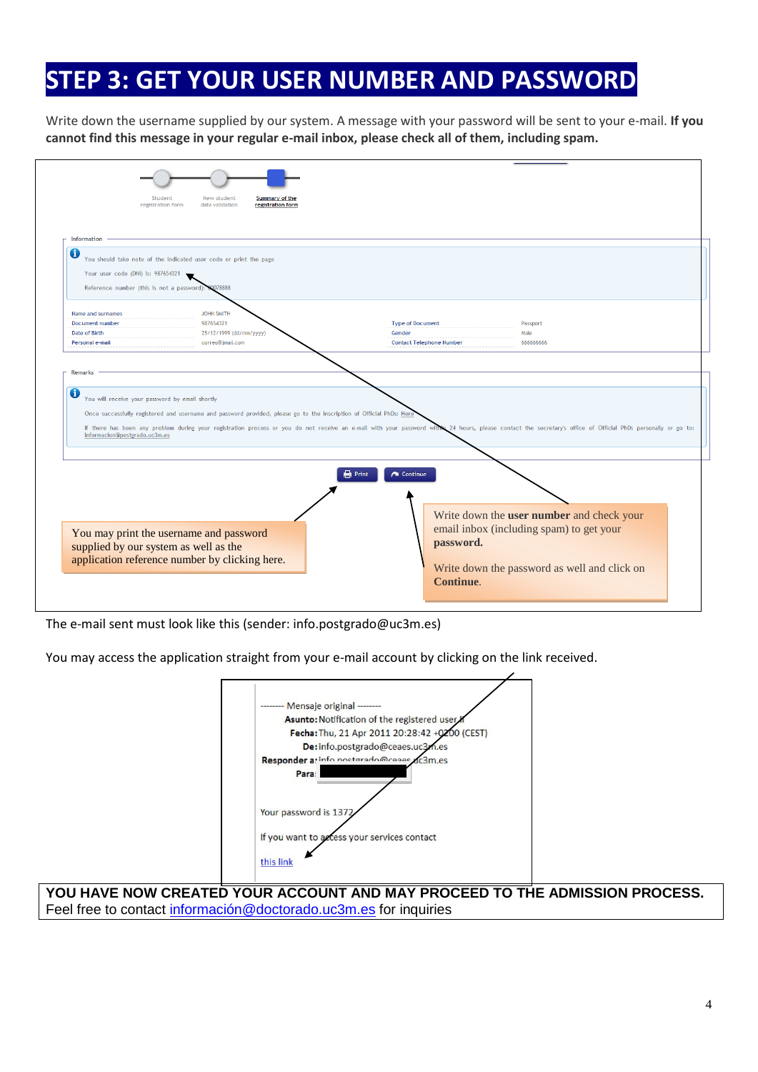# STEP 3: GET YOUR USER NUMBER AND PASSWORD

Write down the username supplied by our system. A message with your password will be sent to your e-mail. **If you cannot find this message in your regular e-mail inbox, please check all of them, including spam.**

Student registration form — New student data validation — Summary of the registration form

Information

You should take note of the indicated user code or print the page

Your user code (DNI) is: 987654321

Reference number (this is not a password): 00078888

| | | | |
|---|---|---|---|
| Name and surnames | JOHN SMITH | | |
| Document number | 987654321 | Type of Document | Passport |
| Date of Birth | 25/12/1999 (dd/mm/yyyy) | Gender | Male |
| Personal e-mail | correo@jmail.com | Contact Telephone Number | 666666666 |

Remarks

You will receive your password by email shortly

Once successfully registered and username and password provided, please go to the inscription of Official PhDs: Here

If there has been any problem during your registration process or you do not receive an e-mail with your password within 24 hours, please contact the secretary's office of Official PhDs personally or go to: informacion@postgrado.uc3m.es

Print | Continue

You may print the username and password supplied by our system as well as the application reference number by clicking here.

Write down the **user number** and check your email inbox (including spam) to get your **password.**

Write down the password as well and click on **Continue**.

The e-mail sent must look like this (sender: info.postgrado@uc3m.es)

You may access the application straight from your e-mail account by clicking on the link received.

-------- Mensaje original --------
**Asunto:** Notification of the registered user
**Fecha:** Thu, 21 Apr 2011 20:28:42 +0200 (CEST)
**De:** info.postgrado@ceaes.uc3m.es
**Responder a:** info.postgrado@ceaes.uc3m.es
**Para:**

Your password is 1372

If you want to access your services contact

this link

**YOU HAVE NOW CREATED YOUR ACCOUNT AND MAY PROCEED TO THE ADMISSION PROCESS.**
Feel free to contact información@doctorado.uc3m.es for inquiries